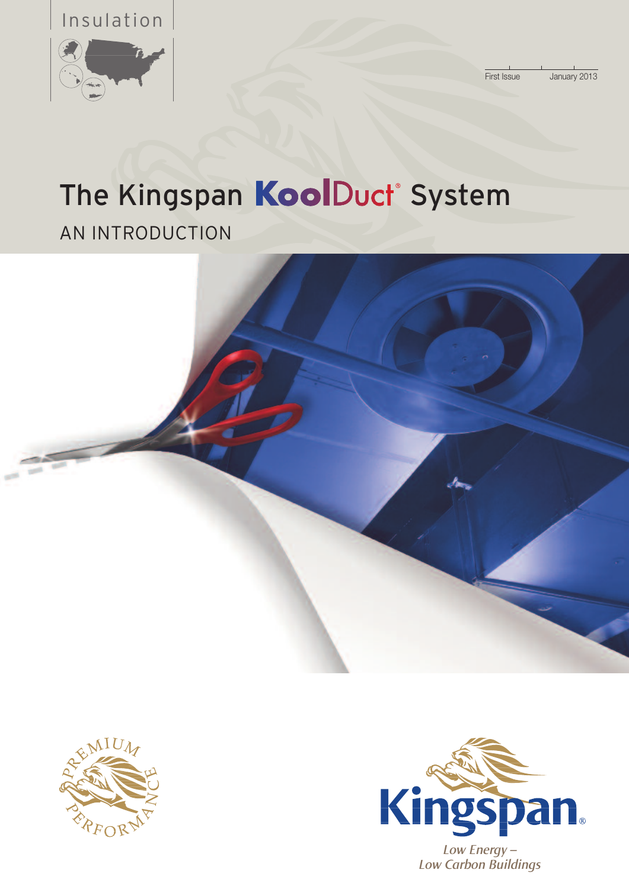Insulation

First Issue January 2013

# The Kingspan KoolDuct® System

## AN INTRODUCTION

PREMIUM PERFORMANCE

Kingspan®

*Low Energy – Low Carbon Buildings*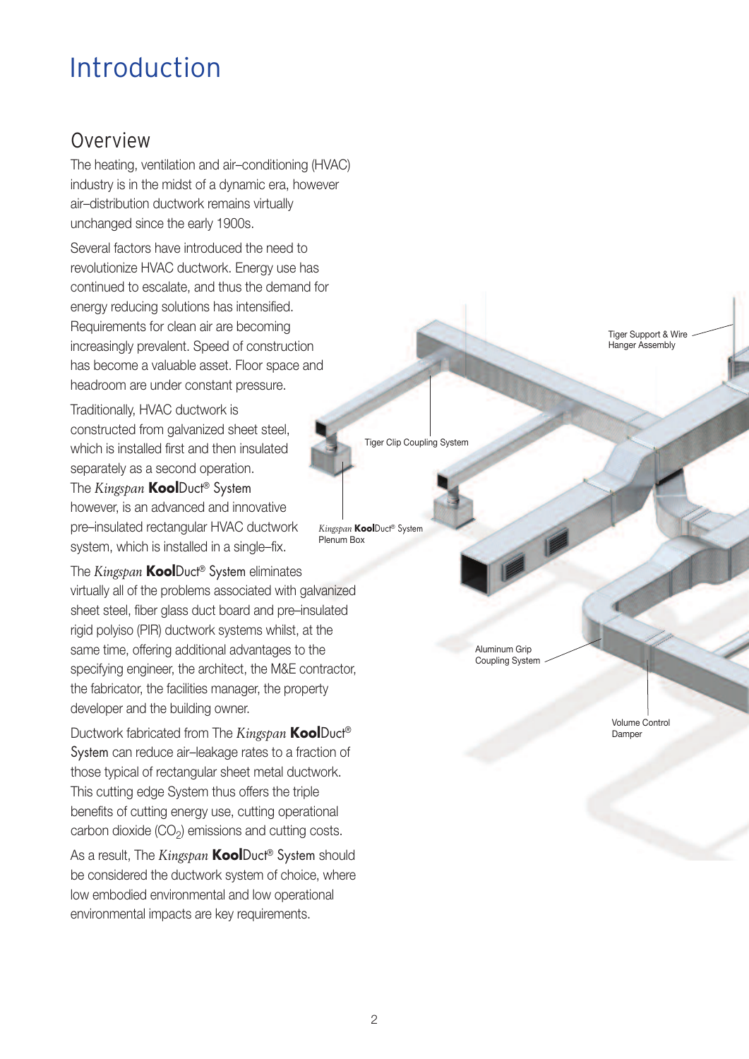# Introduction

## Overview

The heating, ventilation and air–conditioning (HVAC) industry is in the midst of a dynamic era, however air–distribution ductwork remains virtually unchanged since the early 1900s.

Several factors have introduced the need to revolutionize HVAC ductwork. Energy use has continued to escalate, and thus the demand for energy reducing solutions has intensified. Requirements for clean air are becoming increasingly prevalent. Speed of construction has become a valuable asset. Floor space and headroom are under constant pressure.

Traditionally, HVAC ductwork is constructed from galvanized sheet steel, which is installed first and then insulated separately as a second operation. The *Kingspan* **Kool**Duct® System however, is an advanced and innovative pre–insulated rectangular HVAC ductwork system, which is installed in a single–fix.

The *Kingspan* **Kool**Duct® System eliminates virtually all of the problems associated with galvanized sheet steel, fiber glass duct board and pre–insulated rigid polyiso (PIR) ductwork systems whilst, at the same time, offering additional advantages to the specifying engineer, the architect, the M&E contractor, the fabricator, the facilities manager, the property developer and the building owner.

Ductwork fabricated from The *Kingspan* **Kool**Duct® System can reduce air–leakage rates to a fraction of those typical of rectangular sheet metal ductwork. This cutting edge System thus offers the triple benefits of cutting energy use, cutting operational carbon dioxide ($CO_2$) emissions and cutting costs.

As a result, The *Kingspan* **Kool**Duct® System should be considered the ductwork system of choice, where low embodied environmental and low operational environmental impacts are key requirements.

Tiger Support & Wire Hanger Assembly

Tiger Clip Coupling System

*Kingspan* **Kool**Duct® System Plenum Box

Aluminum Grip Coupling System

Volume Control Damper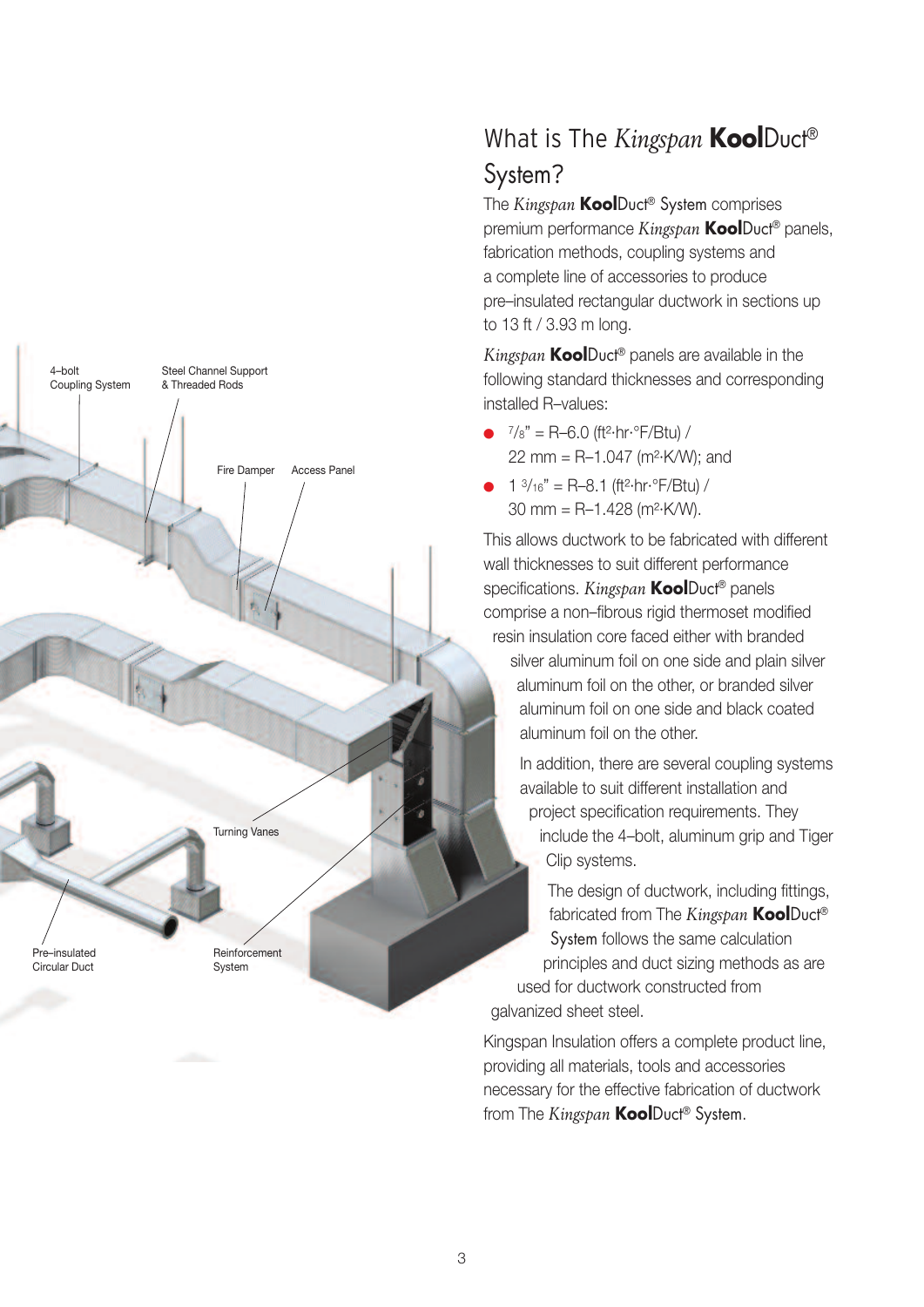# What is The *Kingspan* **Kool**Duct® System?

The *Kingspan* **Kool**Duct® System comprises premium performance *Kingspan* **Kool**Duct® panels, fabrication methods, coupling systems and a complete line of accessories to produce pre–insulated rectangular ductwork in sections up to 13 ft / 3.93 m long.

*Kingspan* **Kool**Duct® panels are available in the following standard thicknesses and corresponding installed R–values:

- 7/8" = R–6.0 (ft²·hr·°F/Btu) / 22 mm = R–1.047 (m²·K/W); and
- 1 3/16" = R–8.1 (ft²·hr·°F/Btu) / 30 mm = R–1.428 (m²·K/W).

This allows ductwork to be fabricated with different wall thicknesses to suit different performance specifications. *Kingspan* **Kool**Duct® panels comprise a non–fibrous rigid thermoset modified resin insulation core faced either with branded silver aluminum foil on one side and plain silver aluminum foil on the other, or branded silver aluminum foil on one side and black coated aluminum foil on the other.

In addition, there are several coupling systems available to suit different installation and project specification requirements. They include the 4–bolt, aluminum grip and Tiger Clip systems.

The design of ductwork, including fittings, fabricated from The *Kingspan* **Kool**Duct® System follows the same calculation principles and duct sizing methods as are used for ductwork constructed from galvanized sheet steel.

Kingspan Insulation offers a complete product line, providing all materials, tools and accessories necessary for the effective fabrication of ductwork from The *Kingspan* **Kool**Duct® System.

4–bolt Coupling System

Steel Channel Support & Threaded Rods

Fire Damper

Access Panel

Turning Vanes

Pre–insulated Circular Duct

Reinforcement System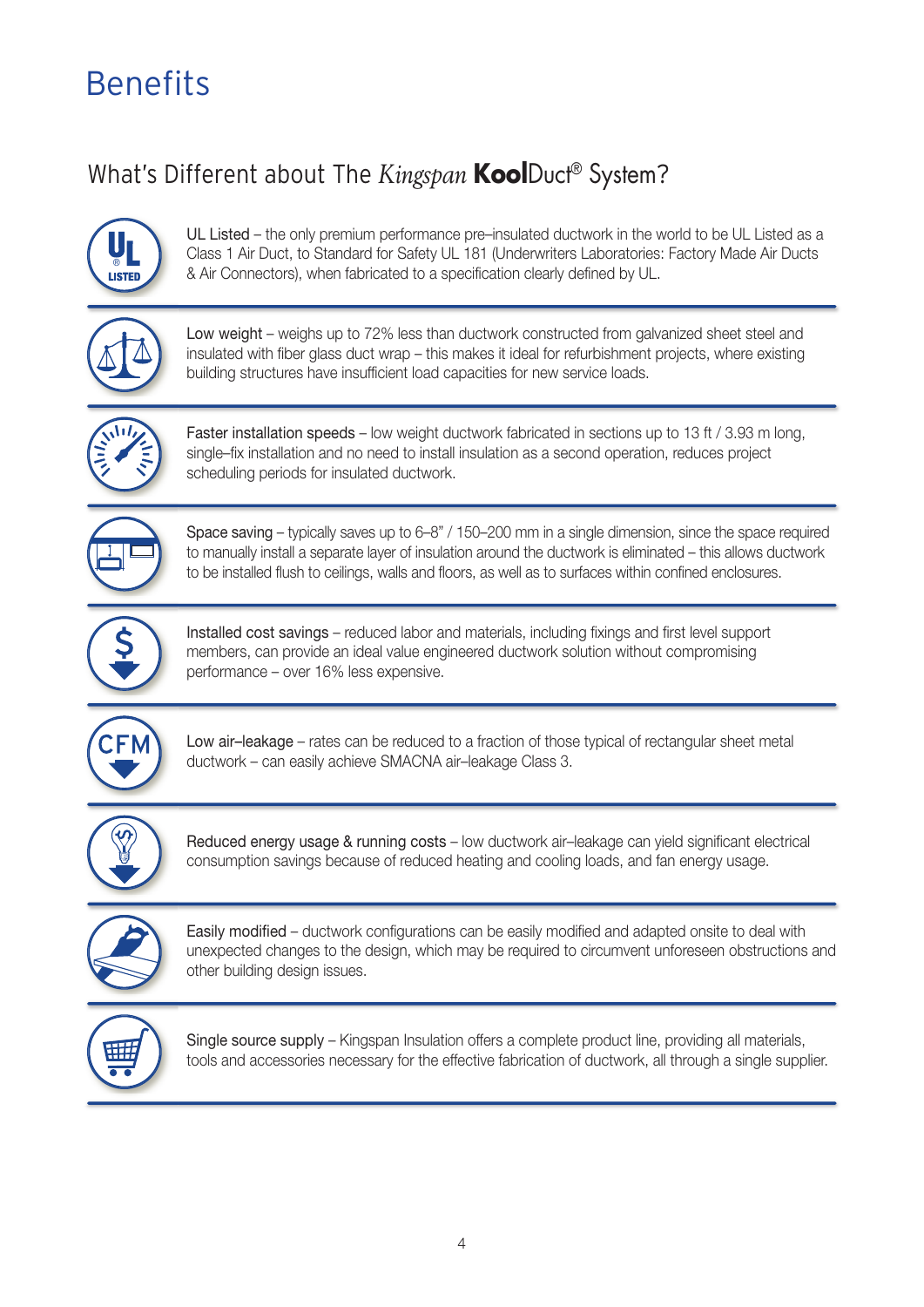# Benefits

## What's Different about The *Kingspan* **Kool**Duct® System?

UL Listed – the only premium performance pre–insulated ductwork in the world to be UL Listed as a Class 1 Air Duct, to Standard for Safety UL 181 (Underwriters Laboratories: Factory Made Air Ducts & Air Connectors), when fabricated to a specification clearly defined by UL.

Low weight – weighs up to 72% less than ductwork constructed from galvanized sheet steel and insulated with fiber glass duct wrap – this makes it ideal for refurbishment projects, where existing building structures have insufficient load capacities for new service loads.

Faster installation speeds – low weight ductwork fabricated in sections up to 13 ft / 3.93 m long, single–fix installation and no need to install insulation as a second operation, reduces project scheduling periods for insulated ductwork.

Space saving – typically saves up to 6–8" / 150–200 mm in a single dimension, since the space required to manually install a separate layer of insulation around the ductwork is eliminated – this allows ductwork to be installed flush to ceilings, walls and floors, as well as to surfaces within confined enclosures.

Installed cost savings – reduced labor and materials, including fixings and first level support members, can provide an ideal value engineered ductwork solution without compromising performance – over 16% less expensive.

Low air–leakage – rates can be reduced to a fraction of those typical of rectangular sheet metal ductwork – can easily achieve SMACNA air–leakage Class 3.

Reduced energy usage & running costs – low ductwork air–leakage can yield significant electrical consumption savings because of reduced heating and cooling loads, and fan energy usage.

Easily modified – ductwork configurations can be easily modified and adapted onsite to deal with unexpected changes to the design, which may be required to circumvent unforeseen obstructions and other building design issues.

Single source supply – Kingspan Insulation offers a complete product line, providing all materials, tools and accessories necessary for the effective fabrication of ductwork, all through a single supplier.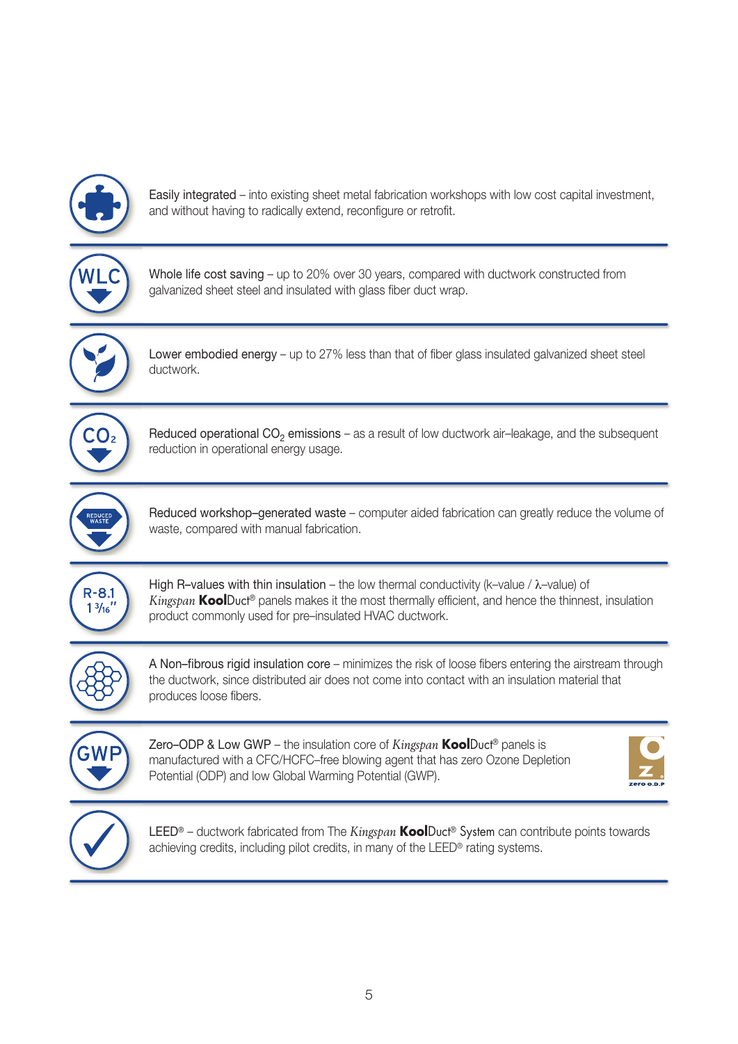Easily integrated – into existing sheet metal fabrication workshops with low cost capital investment, and without having to radically extend, reconfigure or retrofit.

Whole life cost saving – up to 20% over 30 years, compared with ductwork constructed from galvanized sheet steel and insulated with glass fiber duct wrap.

Lower embodied energy – up to 27% less than that of fiber glass insulated galvanized sheet steel ductwork.

Reduced operational $CO_2$ emissions – as a result of low ductwork air–leakage, and the subsequent reduction in operational energy usage.

Reduced workshop–generated waste – computer aided fabrication can greatly reduce the volume of waste, compared with manual fabrication.

High R–values with thin insulation – the low thermal conductivity (k–value / λ–value) of *Kingspan* **Kool**Duct® panels makes it the most thermally efficient, and hence the thinnest, insulation product commonly used for pre–insulated HVAC ductwork.

A Non–fibrous rigid insulation core – minimizes the risk of loose fibers entering the airstream through the ductwork, since distributed air does not come into contact with an insulation material that produces loose fibers.

Zero–ODP & Low GWP – the insulation core of *Kingspan* **Kool**Duct® panels is manufactured with a CFC/HCFC–free blowing agent that has zero Ozone Depletion Potential (ODP) and low Global Warming Potential (GWP).

LEED® – ductwork fabricated from The *Kingspan* **Kool**Duct® System can contribute points towards achieving credits, including pilot credits, in many of the LEED® rating systems.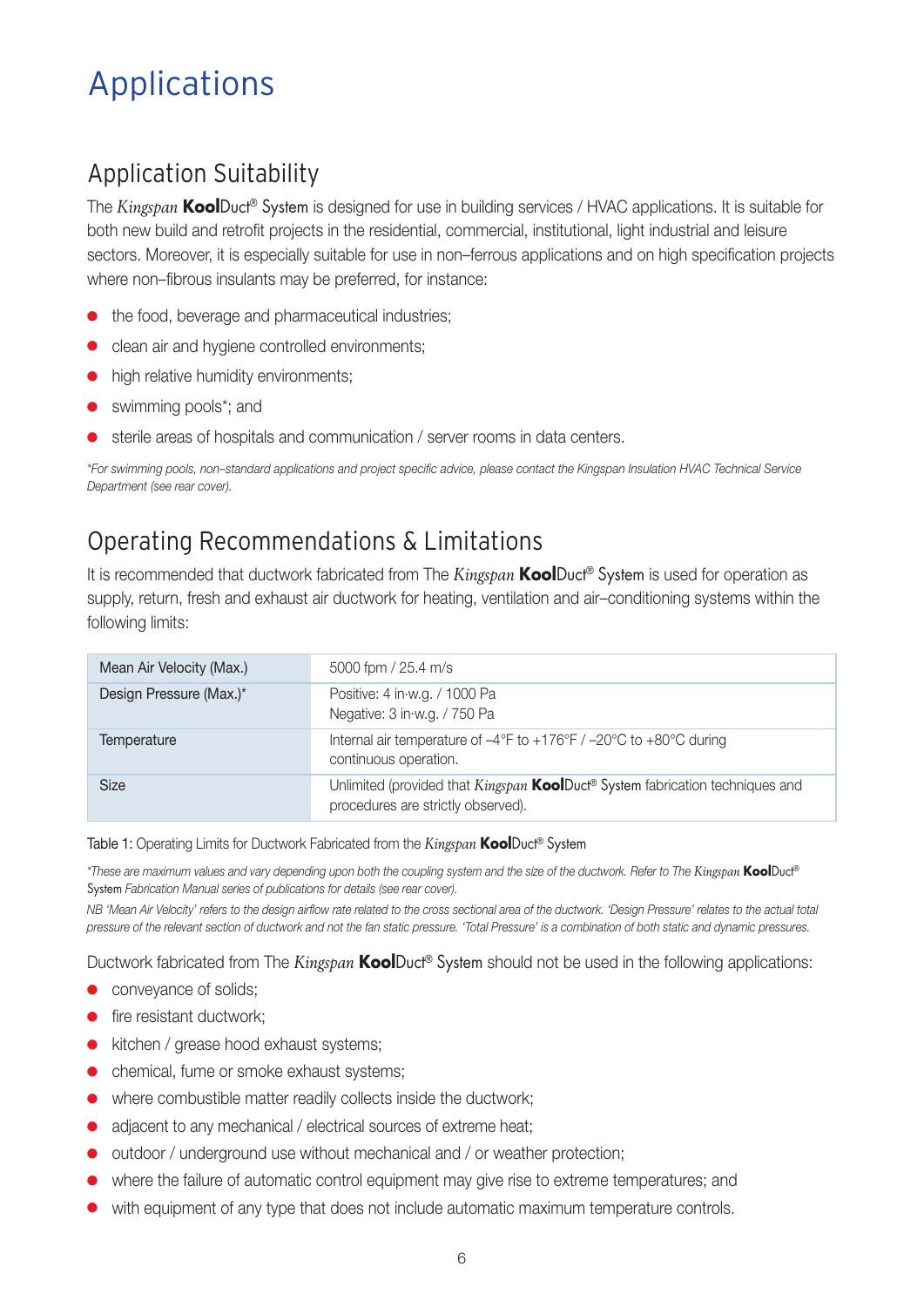# Applications

## Application Suitability

The *Kingspan* **Kool**Duct® System is designed for use in building services / HVAC applications. It is suitable for both new build and retrofit projects in the residential, commercial, institutional, light industrial and leisure sectors. Moreover, it is especially suitable for use in non–ferrous applications and on high specification projects where non–fibrous insulants may be preferred, for instance:

- the food, beverage and pharmaceutical industries;
- clean air and hygiene controlled environments;
- high relative humidity environments;
- swimming pools*; and
- sterile areas of hospitals and communication / server rooms in data centers.

*\*For swimming pools, non–standard applications and project specific advice, please contact the Kingspan Insulation HVAC Technical Service Department (see rear cover).*

## Operating Recommendations & Limitations

It is recommended that ductwork fabricated from The *Kingspan* **Kool**Duct® System is used for operation as supply, return, fresh and exhaust air ductwork for heating, ventilation and air–conditioning systems within the following limits:

| | |
|---|---|
| Mean Air Velocity (Max.) | 5000 fpm / 25.4 m/s |
| Design Pressure (Max.)* | Positive: 4 in·w.g. / 1000 Pa<br>Negative: 3 in·w.g. / 750 Pa |
| Temperature | Internal air temperature of –4°F to +176°F / –20°C to +80°C during continuous operation. |
| Size | Unlimited (provided that *Kingspan* **Kool**Duct® System fabrication techniques and procedures are strictly observed). |

Table 1: Operating Limits for Ductwork Fabricated from the *Kingspan* **Kool**Duct® System

*\*These are maximum values and vary depending upon both the coupling system and the size of the ductwork. Refer to The Kingspan* **Kool**Duct® System *Fabrication Manual series of publications for details (see rear cover).*

*NB 'Mean Air Velocity' refers to the design airflow rate related to the cross sectional area of the ductwork. 'Design Pressure' relates to the actual total pressure of the relevant section of ductwork and not the fan static pressure. 'Total Pressure' is a combination of both static and dynamic pressures.*

Ductwork fabricated from The *Kingspan* **Kool**Duct® System should not be used in the following applications:

- conveyance of solids;
- fire resistant ductwork;
- kitchen / grease hood exhaust systems;
- chemical, fume or smoke exhaust systems;
- where combustible matter readily collects inside the ductwork;
- adjacent to any mechanical / electrical sources of extreme heat;
- outdoor / underground use without mechanical and / or weather protection;
- where the failure of automatic control equipment may give rise to extreme temperatures; and
- with equipment of any type that does not include automatic maximum temperature controls.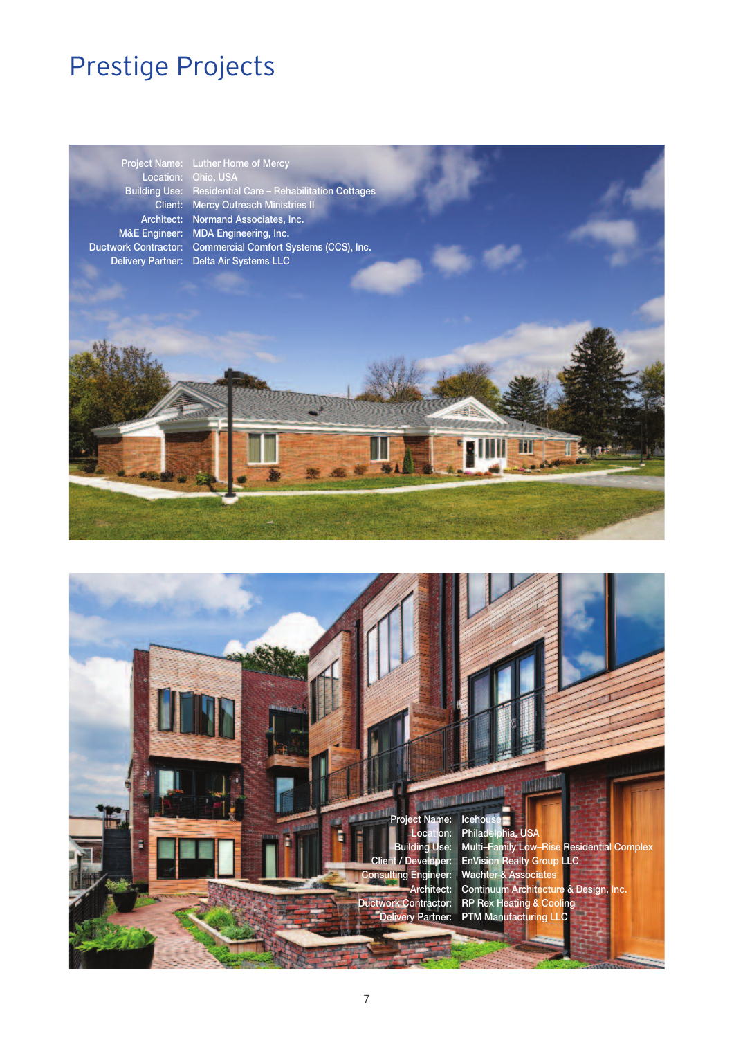# Prestige Projects

| | |
|---|---|
| Project Name: | Luther Home of Mercy |
| Location: | Ohio, USA |
| Building Use: | Residential Care – Rehabilitation Cottages |
| Client: | Mercy Outreach Ministries II |
| Architect: | Normand Associates, Inc. |
| M&E Engineer: | MDA Engineering, Inc. |
| Ductwork Contractor: | Commercial Comfort Systems (CCS), Inc. |
| Delivery Partner: | Delta Air Systems LLC |

| | |
|---|---|
| Project Name: | Icehouse |
| Location: | Philadelphia, USA |
| Building Use: | Multi–Family Low–Rise Residential Complex |
| Client / Developer: | EnVision Realty Group LLC |
| Consulting Engineer: | Wachter & Associates |
| Architect: | Continuum Architecture & Design, Inc. |
| Ductwork Contractor: | RP Rex Heating & Cooling |
| Delivery Partner: | PTM Manufacturing LLC |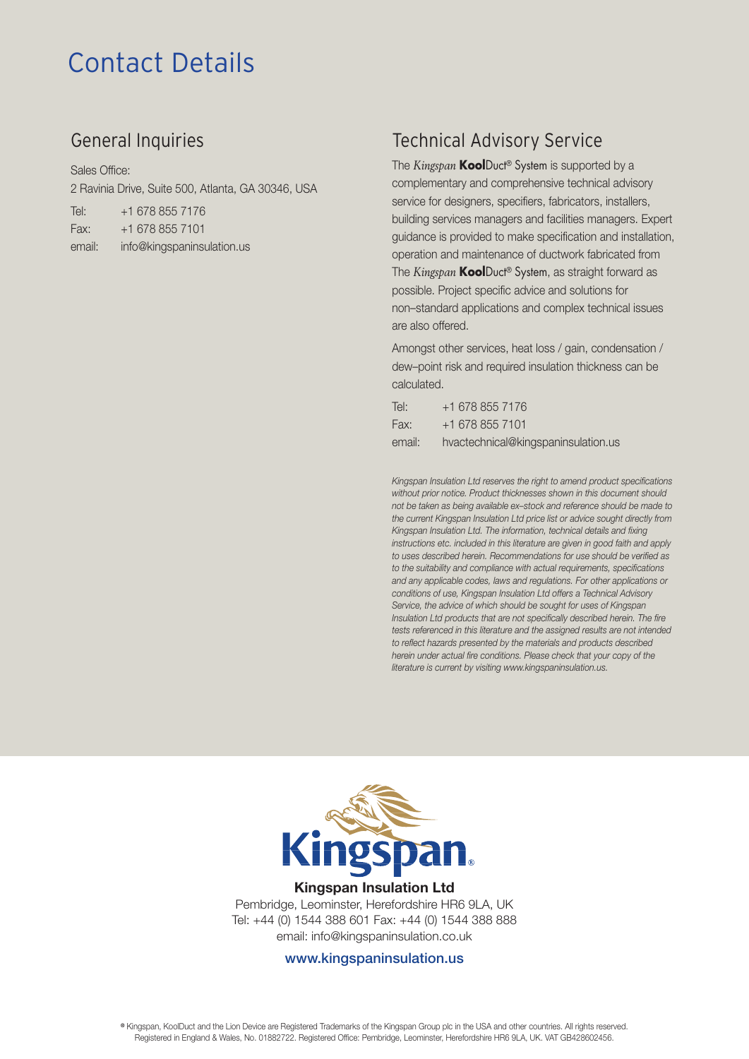# Contact Details

## General Inquiries

Sales Office:

2 Ravinia Drive, Suite 500, Atlanta, GA 30346, USA

Tel: +1 678 855 7176
Fax: +1 678 855 7101
email: info@kingspaninsulation.us

## Technical Advisory Service

The *Kingspan* **Kool**Duct® System is supported by a complementary and comprehensive technical advisory service for designers, specifiers, fabricators, installers, building services managers and facilities managers. Expert guidance is provided to make specification and installation, operation and maintenance of ductwork fabricated from The *Kingspan* **Kool**Duct® System, as straight forward as possible. Project specific advice and solutions for non–standard applications and complex technical issues are also offered.

Amongst other services, heat loss / gain, condensation / dew–point risk and required insulation thickness can be calculated.

Tel: +1 678 855 7176
Fax: +1 678 855 7101
email: hvactechnical@kingspaninsulation.us

*Kingspan Insulation Ltd reserves the right to amend product specifications without prior notice. Product thicknesses shown in this document should not be taken as being available ex–stock and reference should be made to the current Kingspan Insulation Ltd price list or advice sought directly from Kingspan Insulation Ltd. The information, technical details and fixing instructions etc. included in this literature are given in good faith and apply to uses described herein. Recommendations for use should be verified as to the suitability and compliance with actual requirements, specifications and any applicable codes, laws and regulations. For other applications or conditions of use, Kingspan Insulation Ltd offers a Technical Advisory Service, the advice of which should be sought for uses of Kingspan Insulation Ltd products that are not specifically described herein. The fire tests referenced in this literature and the assigned results are not intended to reflect hazards presented by the materials and products described herein under actual fire conditions. Please check that your copy of the literature is current by visiting www.kingspaninsulation.us.*

**Kingspan Insulation Ltd**
Pembridge, Leominster, Herefordshire HR6 9LA, UK
Tel: +44 (0) 1544 388 601 Fax: +44 (0) 1544 388 888
email: info@kingspaninsulation.co.uk

**www.kingspaninsulation.us**

® Kingspan, KoolDuct and the Lion Device are Registered Trademarks of the Kingspan Group plc in the USA and other countries. All rights reserved.
Registered in England & Wales, No. 01882722. Registered Office: Pembridge, Leominster, Herefordshire HR6 9LA, UK. VAT GB428602456.